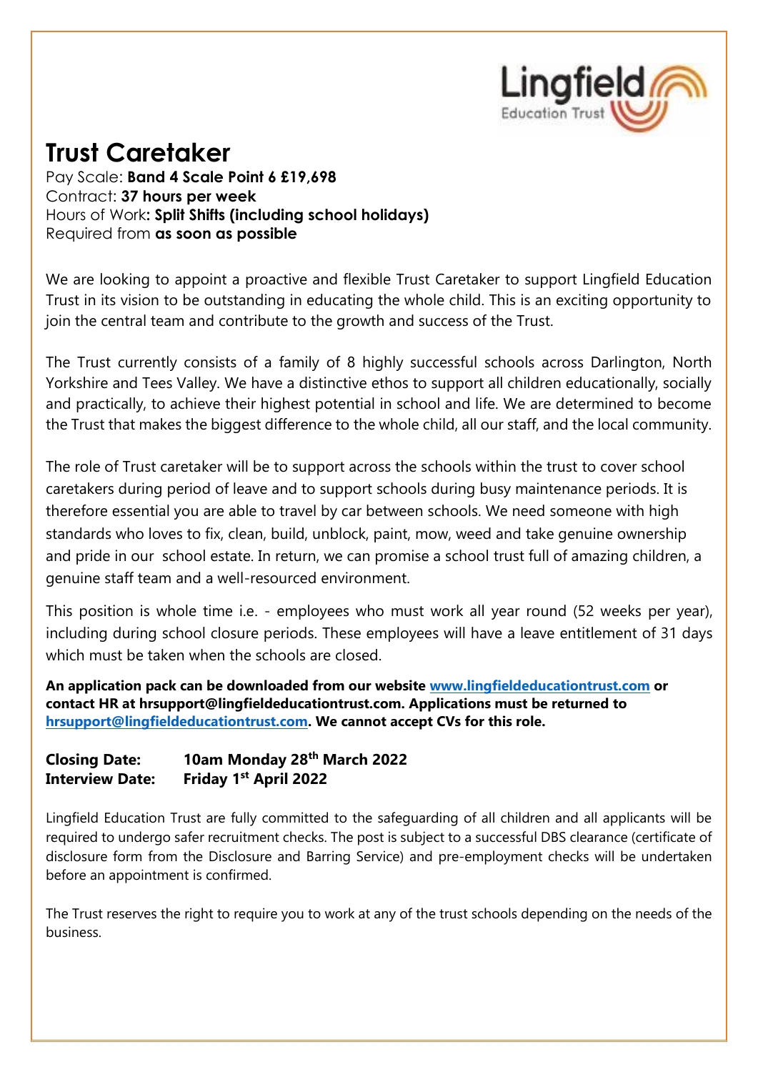# Trust Caretaker

Pay Scale: **Band 4 Scale Point 6 £19,698**
Contract: **37 hours per week**
Hours of Work**: Split Shifts (including school holidays)**
Required from **as soon as possible**

We are looking to appoint a proactive and flexible Trust Caretaker to support Lingfield Education Trust in its vision to be outstanding in educating the whole child. This is an exciting opportunity to join the central team and contribute to the growth and success of the Trust.

The Trust currently consists of a family of 8 highly successful schools across Darlington, North Yorkshire and Tees Valley. We have a distinctive ethos to support all children educationally, socially and practically, to achieve their highest potential in school and life. We are determined to become the Trust that makes the biggest difference to the whole child, all our staff, and the local community.

The role of Trust caretaker will be to support across the schools within the trust to cover school caretakers during period of leave and to support schools during busy maintenance periods. It is therefore essential you are able to travel by car between schools. We need someone with high standards who loves to fix, clean, build, unblock, paint, mow, weed and take genuine ownership and pride in our school estate. In return, we can promise a school trust full of amazing children, a genuine staff team and a well-resourced environment.

This position is whole time i.e. - employees who must work all year round (52 weeks per year), including during school closure periods. These employees will have a leave entitlement of 31 days which must be taken when the schools are closed.

**An application pack can be downloaded from our website [www.lingfieldeducationtrust.com](www.lingfieldeducationtrust.com) or contact HR at hrsupport@lingfieldeducationtrust.com. Applications must be returned to [hrsupport@lingfieldeducationtrust.com](mailto:hrsupport@lingfieldeducationtrust.com). We cannot accept CVs for this role.**

**Closing Date: 10am Monday 28th March 2022**
**Interview Date: Friday 1st April 2022**

Lingfield Education Trust are fully committed to the safeguarding of all children and all applicants will be required to undergo safer recruitment checks. The post is subject to a successful DBS clearance (certificate of disclosure form from the Disclosure and Barring Service) and pre-employment checks will be undertaken before an appointment is confirmed.

The Trust reserves the right to require you to work at any of the trust schools depending on the needs of the business.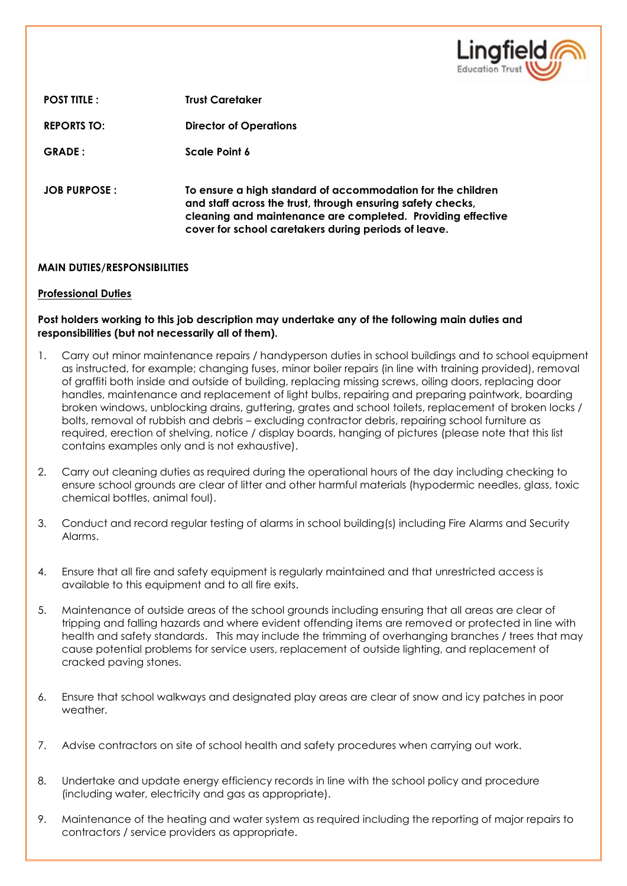| | |
|---|---|
| **POST TITLE :** | **Trust Caretaker** |
| **REPORTS TO:** | **Director of Operations** |
| **GRADE :** | **Scale Point 6** |
| **JOB PURPOSE :** | **To ensure a high standard of accommodation for the children and staff across the trust, through ensuring safety checks, cleaning and maintenance are completed. Providing effective cover for school caretakers during periods of leave.** |

**MAIN DUTIES/RESPONSIBILITIES**

**Professional Duties**

**Post holders working to this job description may undertake any of the following main duties and responsibilities (but not necessarily all of them).**

1. Carry out minor maintenance repairs / handyperson duties in school buildings and to school equipment as instructed, for example; changing fuses, minor boiler repairs (in line with training provided), removal of graffiti both inside and outside of building, replacing missing screws, oiling doors, replacing door handles, maintenance and replacement of light bulbs, repairing and preparing paintwork, boarding broken windows, unblocking drains, guttering, grates and school toilets, replacement of broken locks / bolts, removal of rubbish and debris – excluding contractor debris, repairing school furniture as required, erection of shelving, notice / display boards, hanging of pictures (please note that this list contains examples only and is not exhaustive).

2. Carry out cleaning duties as required during the operational hours of the day including checking to ensure school grounds are clear of litter and other harmful materials (hypodermic needles, glass, toxic chemical bottles, animal foul).

3. Conduct and record regular testing of alarms in school building(s) including Fire Alarms and Security Alarms.

4. Ensure that all fire and safety equipment is regularly maintained and that unrestricted access is available to this equipment and to all fire exits.

5. Maintenance of outside areas of the school grounds including ensuring that all areas are clear of tripping and falling hazards and where evident offending items are removed or protected in line with health and safety standards. This may include the trimming of overhanging branches / trees that may cause potential problems for service users, replacement of outside lighting, and replacement of cracked paving stones.

6. Ensure that school walkways and designated play areas are clear of snow and icy patches in poor weather.

7. Advise contractors on site of school health and safety procedures when carrying out work.

8. Undertake and update energy efficiency records in line with the school policy and procedure (including water, electricity and gas as appropriate).

9. Maintenance of the heating and water system as required including the reporting of major repairs to contractors / service providers as appropriate.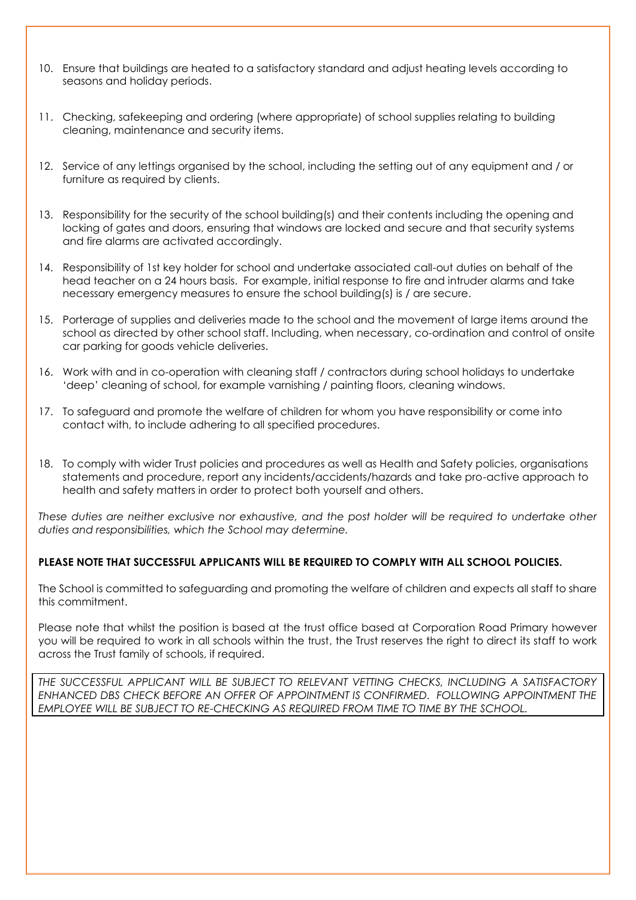10. Ensure that buildings are heated to a satisfactory standard and adjust heating levels according to seasons and holiday periods.

11. Checking, safekeeping and ordering (where appropriate) of school supplies relating to building cleaning, maintenance and security items.

12. Service of any lettings organised by the school, including the setting out of any equipment and / or furniture as required by clients.

13. Responsibility for the security of the school building(s) and their contents including the opening and locking of gates and doors, ensuring that windows are locked and secure and that security systems and fire alarms are activated accordingly.

14. Responsibility of 1st key holder for school and undertake associated call-out duties on behalf of the head teacher on a 24 hours basis. For example, initial response to fire and intruder alarms and take necessary emergency measures to ensure the school building(s) is / are secure.

15. Porterage of supplies and deliveries made to the school and the movement of large items around the school as directed by other school staff. Including, when necessary, co-ordination and control of onsite car parking for goods vehicle deliveries.

16. Work with and in co-operation with cleaning staff / contractors during school holidays to undertake 'deep' cleaning of school, for example varnishing / painting floors, cleaning windows.

17. To safeguard and promote the welfare of children for whom you have responsibility or come into contact with, to include adhering to all specified procedures.

18. To comply with wider Trust policies and procedures as well as Health and Safety policies, organisations statements and procedure, report any incidents/accidents/hazards and take pro-active approach to health and safety matters in order to protect both yourself and others.

*These duties are neither exclusive nor exhaustive, and the post holder will be required to undertake other duties and responsibilities, which the School may determine.*

**PLEASE NOTE THAT SUCCESSFUL APPLICANTS WILL BE REQUIRED TO COMPLY WITH ALL SCHOOL POLICIES.**

The School is committed to safeguarding and promoting the welfare of children and expects all staff to share this commitment.

Please note that whilst the position is based at the trust office based at Corporation Road Primary however you will be required to work in all schools within the trust, the Trust reserves the right to direct its staff to work across the Trust family of schools, if required.

*THE SUCCESSFUL APPLICANT WILL BE SUBJECT TO RELEVANT VETTING CHECKS, INCLUDING A SATISFACTORY ENHANCED DBS CHECK BEFORE AN OFFER OF APPOINTMENT IS CONFIRMED. FOLLOWING APPOINTMENT THE EMPLOYEE WILL BE SUBJECT TO RE-CHECKING AS REQUIRED FROM TIME TO TIME BY THE SCHOOL.*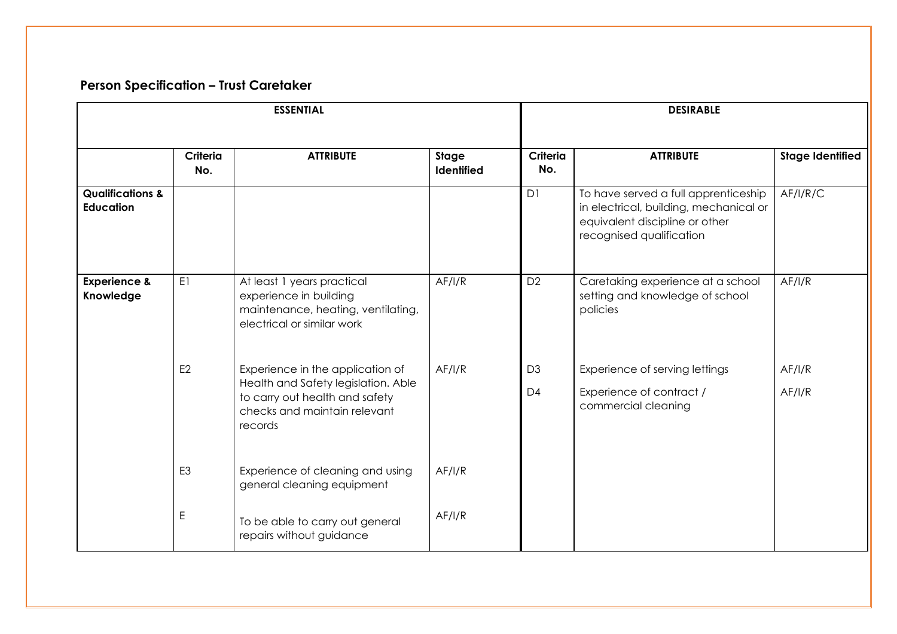**Person Specification – Trust Caretaker**

| | ESSENTIAL | | | DESIRABLE | | |
|---|---|---|---|---|---|---|
| | **Criteria No.** | **ATTRIBUTE** | **Stage Identified** | **Criteria No.** | **ATTRIBUTE** | **Stage Identified** |
| **Qualifications & Education** | | | | D1 | To have served a full apprenticeship in electrical, building, mechanical or equivalent discipline or other recognised qualification | AF/I/R/C |
| **Experience & Knowledge** | E1 | At least 1 years practical experience in building maintenance, heating, ventilating, electrical or similar work | AF/I/R | D2 | Caretaking experience at a school setting and knowledge of school policies | AF/I/R |
| | E2 | Experience in the application of Health and Safety legislation. Able to carry out health and safety checks and maintain relevant records | AF/I/R | D3 | Experience of serving lettings | AF/I/R |
| | | | | D4 | Experience of contract / commercial cleaning | AF/I/R |
| | E3 | Experience of cleaning and using general cleaning equipment | AF/I/R | | | |
| | E | To be able to carry out general repairs without guidance | AF/I/R | | | |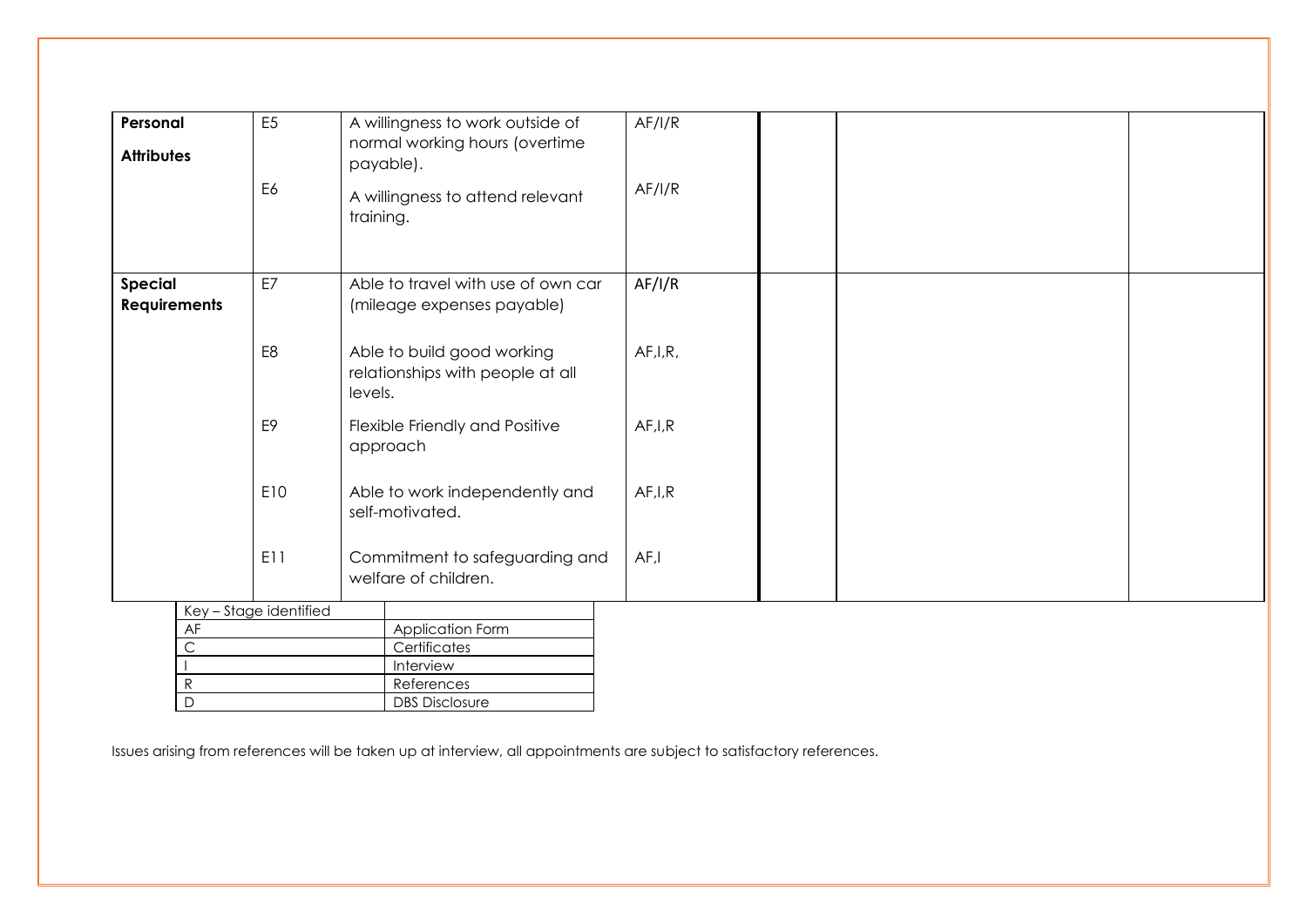| | | | | | | |
|---|---|---|---|---|---|---|
| **Personal Attributes** | E5 | A willingness to work outside of normal working hours (overtime payable). | AF/I/R | | | |
| | E6 | A willingness to attend relevant training. | AF/I/R | | | |
| **Special Requirements** | E7 | Able to travel with use of own car (mileage expenses payable) | AF/I/R | | | |
| | E8 | Able to build good working relationships with people at all levels. | AF,I,R, | | | |
| | E9 | Flexible Friendly and Positive approach | AF,I,R | | | |
| | E10 | Able to work independently and self-motivated. | AF,I,R | | | |
| | E11 | Commitment to safeguarding and welfare of children. | AF,I | | | |

| Key – Stage identified | |
|---|---|
| AF | Application Form |
| C | Certificates |
| I | Interview |
| R | References |
| D | DBS Disclosure |

Issues arising from references will be taken up at interview, all appointments are subject to satisfactory references.